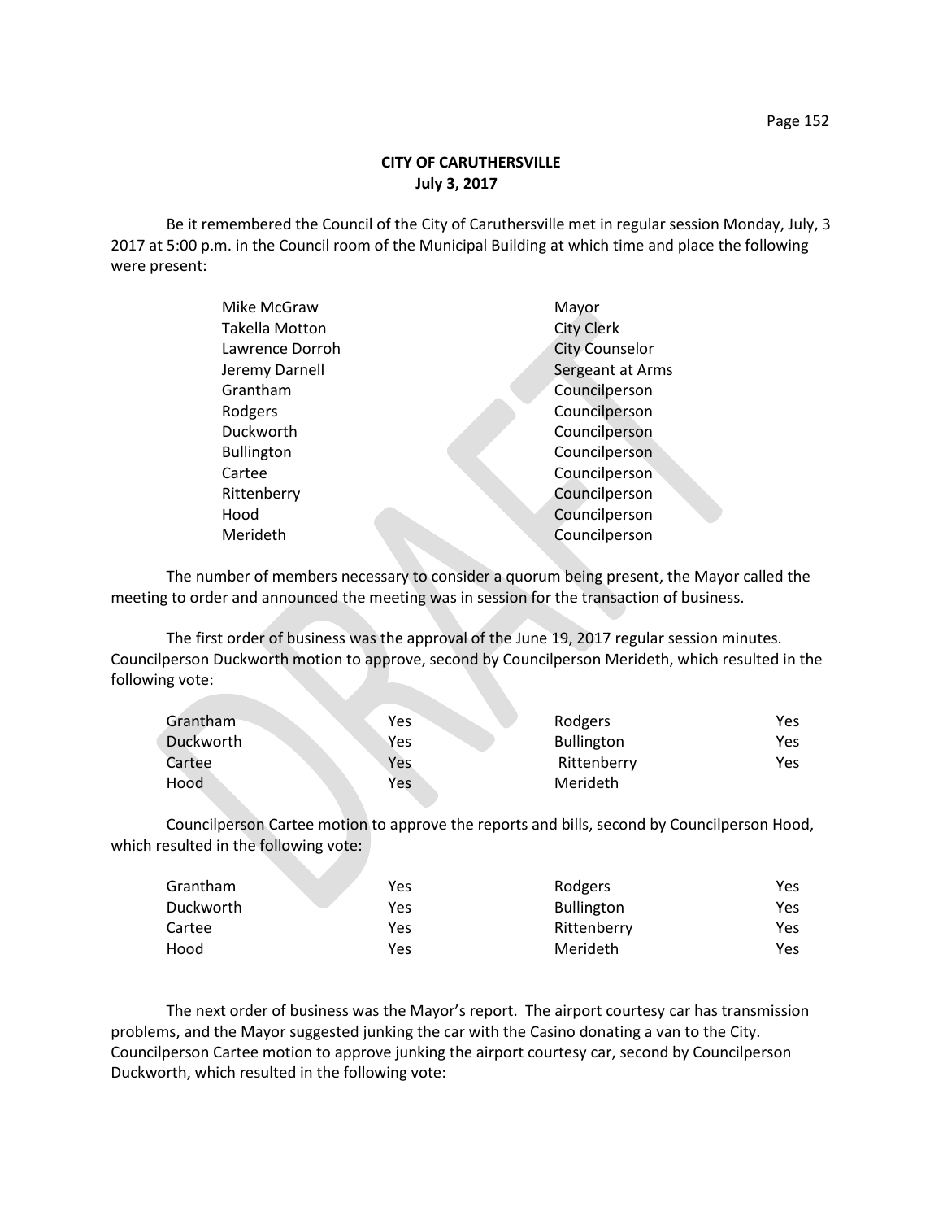**CITY OF CARUTHERSVILLE**
**July 3, 2017**

Be it remembered the Council of the City of Caruthersville met in regular session Monday, July, 3 2017 at 5:00 p.m. in the Council room of the Municipal Building at which time and place the following were present:

| | |
|---|---|
| Mike McGraw | Mayor |
| Takella Motton | City Clerk |
| Lawrence Dorroh | City Counselor |
| Jeremy Darnell | Sergeant at Arms |
| Grantham | Councilperson |
| Rodgers | Councilperson |
| Duckworth | Councilperson |
| Bullington | Councilperson |
| Cartee | Councilperson |
| Rittenberry | Councilperson |
| Hood | Councilperson |
| Merideth | Councilperson |

The number of members necessary to consider a quorum being present, the Mayor called the meeting to order and announced the meeting was in session for the transaction of business.

The first order of business was the approval of the June 19, 2017 regular session minutes. Councilperson Duckworth motion to approve, second by Councilperson Merideth, which resulted in the following vote:

| | | | |
|---|---|---|---|
| Grantham | Yes | Rodgers | Yes |
| Duckworth | Yes | Bullington | Yes |
| Cartee | Yes | Rittenberry | Yes |
| Hood | Yes | Merideth | |

Councilperson Cartee motion to approve the reports and bills, second by Councilperson Hood, which resulted in the following vote:

| | | | |
|---|---|---|---|
| Grantham | Yes | Rodgers | Yes |
| Duckworth | Yes | Bullington | Yes |
| Cartee | Yes | Rittenberry | Yes |
| Hood | Yes | Merideth | Yes |

The next order of business was the Mayor's report. The airport courtesy car has transmission problems, and the Mayor suggested junking the car with the Casino donating a van to the City. Councilperson Cartee motion to approve junking the airport courtesy car, second by Councilperson Duckworth, which resulted in the following vote: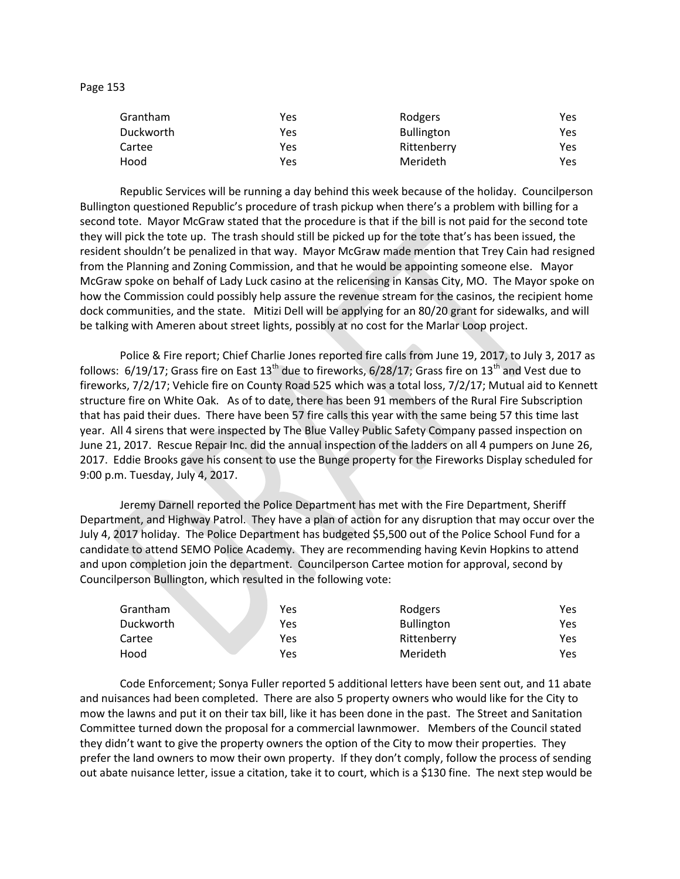| Grantham | Yes | Rodgers | Yes |
|---|---|---|---|
| Duckworth | Yes | Bullington | Yes |
| Cartee | Yes | Rittenberry | Yes |
| Hood | Yes | Merideth | Yes |

Republic Services will be running a day behind this week because of the holiday. Councilperson Bullington questioned Republic's procedure of trash pickup when there's a problem with billing for a second tote. Mayor McGraw stated that the procedure is that if the bill is not paid for the second tote they will pick the tote up. The trash should still be picked up for the tote that's has been issued, the resident shouldn't be penalized in that way. Mayor McGraw made mention that Trey Cain had resigned from the Planning and Zoning Commission, and that he would be appointing someone else. Mayor McGraw spoke on behalf of Lady Luck casino at the relicensing in Kansas City, MO. The Mayor spoke on how the Commission could possibly help assure the revenue stream for the casinos, the recipient home dock communities, and the state. Mitizi Dell will be applying for an 80/20 grant for sidewalks, and will be talking with Ameren about street lights, possibly at no cost for the Marlar Loop project.

Police & Fire report; Chief Charlie Jones reported fire calls from June 19, 2017, to July 3, 2017 as follows: 6/19/17; Grass fire on East 13th due to fireworks, 6/28/17; Grass fire on 13th and Vest due to fireworks, 7/2/17; Vehicle fire on County Road 525 which was a total loss, 7/2/17; Mutual aid to Kennett structure fire on White Oak. As of to date, there has been 91 members of the Rural Fire Subscription that has paid their dues. There have been 57 fire calls this year with the same being 57 this time last year. All 4 sirens that were inspected by The Blue Valley Public Safety Company passed inspection on June 21, 2017. Rescue Repair Inc. did the annual inspection of the ladders on all 4 pumpers on June 26, 2017. Eddie Brooks gave his consent to use the Bunge property for the Fireworks Display scheduled for 9:00 p.m. Tuesday, July 4, 2017.

Jeremy Darnell reported the Police Department has met with the Fire Department, Sheriff Department, and Highway Patrol. They have a plan of action for any disruption that may occur over the July 4, 2017 holiday. The Police Department has budgeted $5,500 out of the Police School Fund for a candidate to attend SEMO Police Academy. They are recommending having Kevin Hopkins to attend and upon completion join the department. Councilperson Cartee motion for approval, second by Councilperson Bullington, which resulted in the following vote:

| Grantham | Yes | Rodgers | Yes |
|---|---|---|---|
| Duckworth | Yes | Bullington | Yes |
| Cartee | Yes | Rittenberry | Yes |
| Hood | Yes | Merideth | Yes |

Code Enforcement; Sonya Fuller reported 5 additional letters have been sent out, and 11 abate and nuisances had been completed. There are also 5 property owners who would like for the City to mow the lawns and put it on their tax bill, like it has been done in the past. The Street and Sanitation Committee turned down the proposal for a commercial lawnmower. Members of the Council stated they didn't want to give the property owners the option of the City to mow their properties. They prefer the land owners to mow their own property. If they don't comply, follow the process of sending out abate nuisance letter, issue a citation, take it to court, which is a $130 fine. The next step would be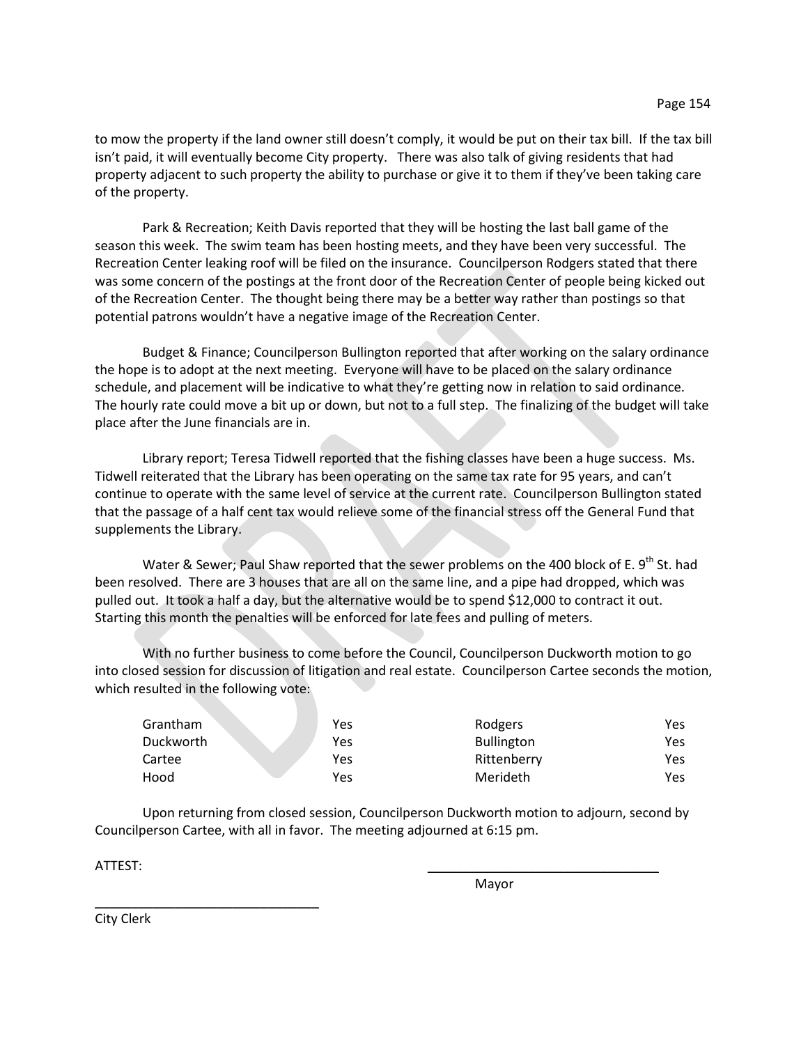to mow the property if the land owner still doesn't comply, it would be put on their tax bill. If the tax bill isn't paid, it will eventually become City property. There was also talk of giving residents that had property adjacent to such property the ability to purchase or give it to them if they've been taking care of the property.

Park & Recreation; Keith Davis reported that they will be hosting the last ball game of the season this week. The swim team has been hosting meets, and they have been very successful. The Recreation Center leaking roof will be filed on the insurance. Councilperson Rodgers stated that there was some concern of the postings at the front door of the Recreation Center of people being kicked out of the Recreation Center. The thought being there may be a better way rather than postings so that potential patrons wouldn't have a negative image of the Recreation Center.

Budget & Finance; Councilperson Bullington reported that after working on the salary ordinance the hope is to adopt at the next meeting. Everyone will have to be placed on the salary ordinance schedule, and placement will be indicative to what they're getting now in relation to said ordinance. The hourly rate could move a bit up or down, but not to a full step. The finalizing of the budget will take place after the June financials are in.

Library report; Teresa Tidwell reported that the fishing classes have been a huge success. Ms. Tidwell reiterated that the Library has been operating on the same tax rate for 95 years, and can't continue to operate with the same level of service at the current rate. Councilperson Bullington stated that the passage of a half cent tax would relieve some of the financial stress off the General Fund that supplements the Library.

Water & Sewer; Paul Shaw reported that the sewer problems on the 400 block of E. 9th St. had been resolved. There are 3 houses that are all on the same line, and a pipe had dropped, which was pulled out. It took a half a day, but the alternative would be to spend $12,000 to contract it out. Starting this month the penalties will be enforced for late fees and pulling of meters.

With no further business to come before the Council, Councilperson Duckworth motion to go into closed session for discussion of litigation and real estate. Councilperson Cartee seconds the motion, which resulted in the following vote:

| | | | |
|---|---|---|---|
| Grantham | Yes | Rodgers | Yes |
| Duckworth | Yes | Bullington | Yes |
| Cartee | Yes | Rittenberry | Yes |
| Hood | Yes | Merideth | Yes |

Upon returning from closed session, Councilperson Duckworth motion to adjourn, second by Councilperson Cartee, with all in favor. The meeting adjourned at 6:15 pm.

ATTEST:

\_\_\_\_\_\_\_\_\_\_\_\_\_\_\_\_\_\_\_\_\_\_\_\_\_\_\_\_\_\_\_\_

Mayor

\_\_\_\_\_\_\_\_\_\_\_\_\_\_\_\_\_\_\_\_\_\_\_\_\_\_\_\_\_\_\_\_

City Clerk